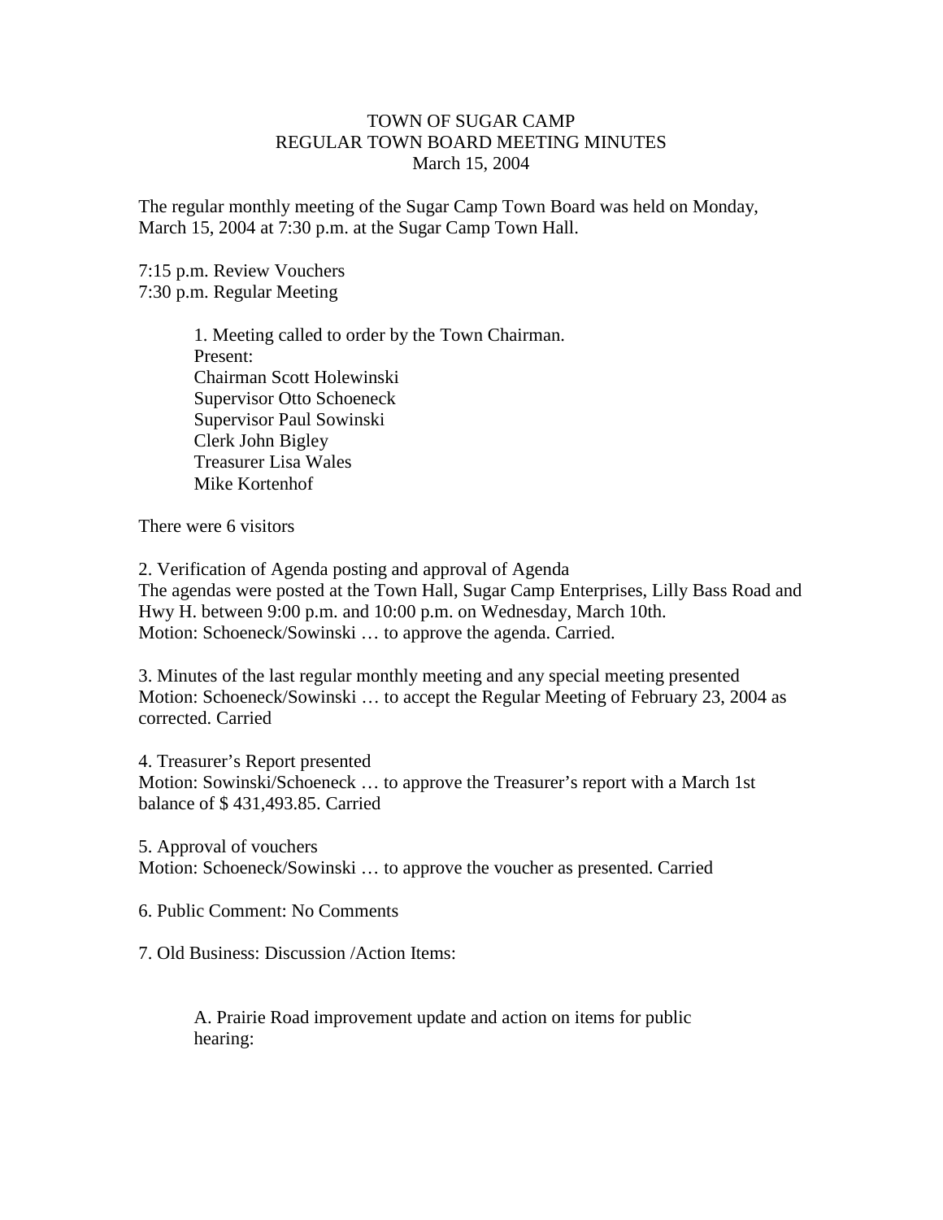# TOWN OF SUGAR CAMP
## REGULAR TOWN BOARD MEETING MINUTES
### March 15, 2004

The regular monthly meeting of the Sugar Camp Town Board was held on Monday, March 15, 2004 at 7:30 p.m. at the Sugar Camp Town Hall.

7:15 p.m. Review Vouchers
7:30 p.m. Regular Meeting

1. Meeting called to order by the Town Chairman.
   Present:
   Chairman Scott Holewinski
   Supervisor Otto Schoeneck
   Supervisor Paul Sowinski
   Clerk John Bigley
   Treasurer Lisa Wales
   Mike Kortenhof

There were 6 visitors

2. Verification of Agenda posting and approval of Agenda
The agendas were posted at the Town Hall, Sugar Camp Enterprises, Lilly Bass Road and Hwy H. between 9:00 p.m. and 10:00 p.m. on Wednesday, March 10th.
Motion: Schoeneck/Sowinski … to approve the agenda. Carried.

3. Minutes of the last regular monthly meeting and any special meeting presented
Motion: Schoeneck/Sowinski … to accept the Regular Meeting of February 23, 2004 as corrected. Carried

4. Treasurer's Report presented
Motion: Sowinski/Schoeneck … to approve the Treasurer's report with a March 1st balance of $ 431,493.85. Carried

5. Approval of vouchers
Motion: Schoeneck/Sowinski … to approve the voucher as presented. Carried

6. Public Comment: No Comments

7. Old Business: Discussion /Action Items:

   A. Prairie Road improvement update and action on items for public hearing: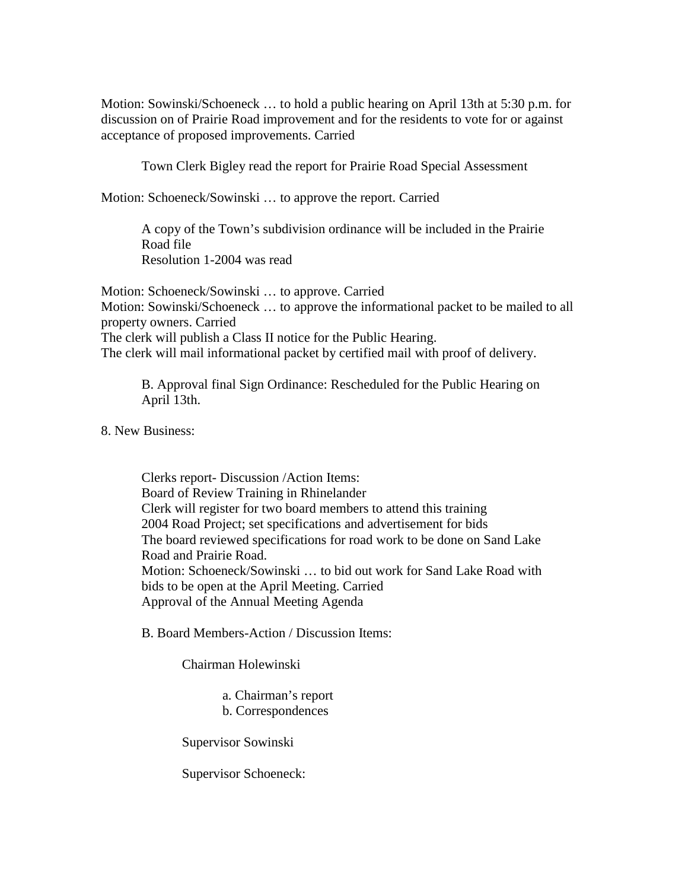Motion: Sowinski/Schoeneck … to hold a public hearing on April 13th at 5:30 p.m. for discussion on of Prairie Road improvement and for the residents to vote for or against acceptance of proposed improvements. Carried

Town Clerk Bigley read the report for Prairie Road Special Assessment

Motion: Schoeneck/Sowinski … to approve the report. Carried

A copy of the Town's subdivision ordinance will be included in the Prairie Road file
Resolution 1-2004 was read

Motion: Schoeneck/Sowinski … to approve. Carried
Motion: Sowinski/Schoeneck … to approve the informational packet to be mailed to all property owners. Carried
The clerk will publish a Class II notice for the Public Hearing.
The clerk will mail informational packet by certified mail with proof of delivery.

B. Approval final Sign Ordinance: Rescheduled for the Public Hearing on April 13th.

8. New Business:

Clerks report- Discussion /Action Items:
Board of Review Training in Rhinelander
Clerk will register for two board members to attend this training
2004 Road Project; set specifications and advertisement for bids
The board reviewed specifications for road work to be done on Sand Lake Road and Prairie Road.
Motion: Schoeneck/Sowinski … to bid out work for Sand Lake Road with bids to be open at the April Meeting. Carried
Approval of the Annual Meeting Agenda

B. Board Members-Action / Discussion Items:

Chairman Holewinski

a. Chairman's report
b. Correspondences

Supervisor Sowinski

Supervisor Schoeneck: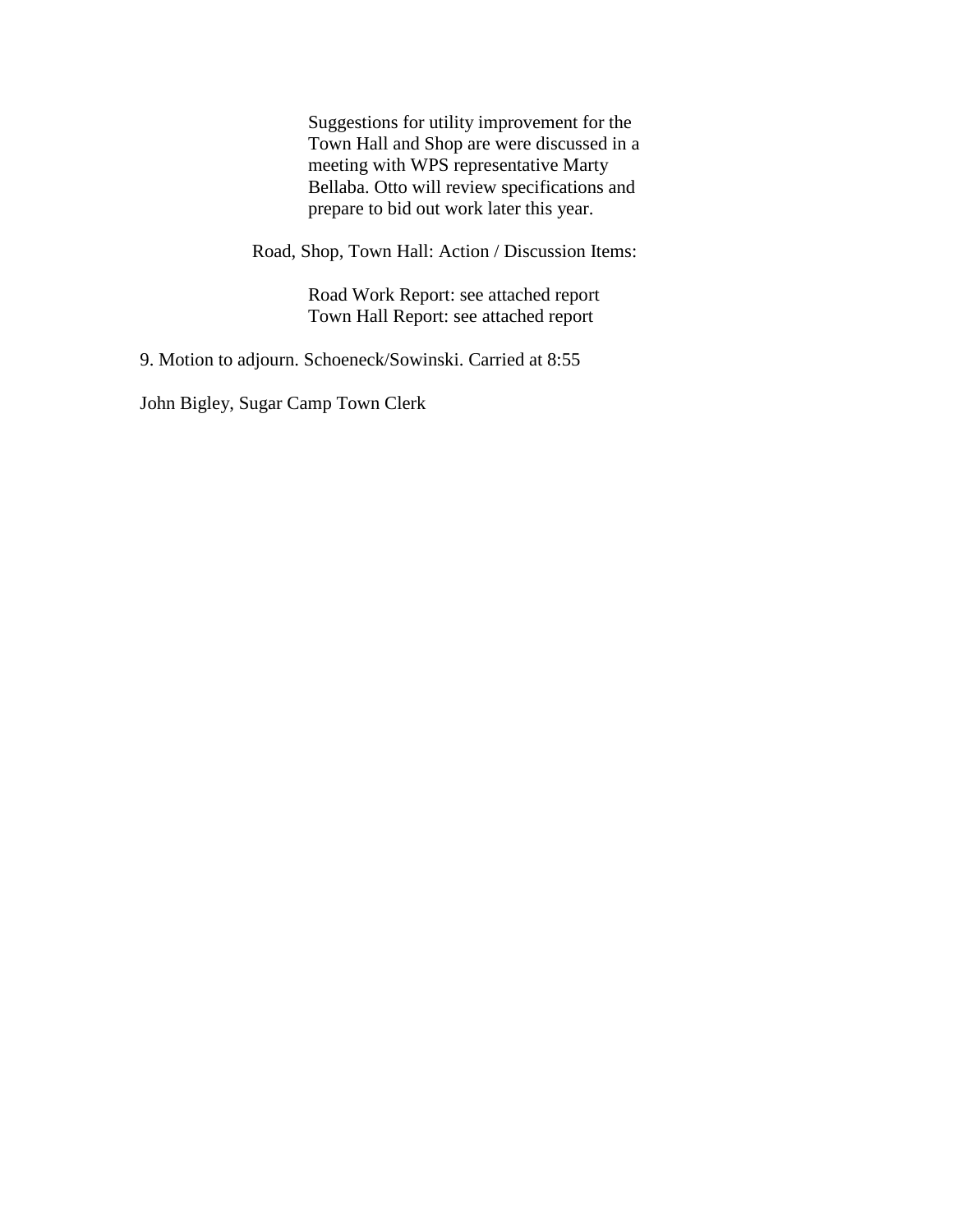Suggestions for utility improvement for the Town Hall and Shop are were discussed in a meeting with WPS representative Marty Bellaba. Otto will review specifications and prepare to bid out work later this year.

Road, Shop, Town Hall: Action / Discussion Items:

Road Work Report: see attached report
Town Hall Report: see attached report

9. Motion to adjourn. Schoeneck/Sowinski. Carried at 8:55

John Bigley, Sugar Camp Town Clerk